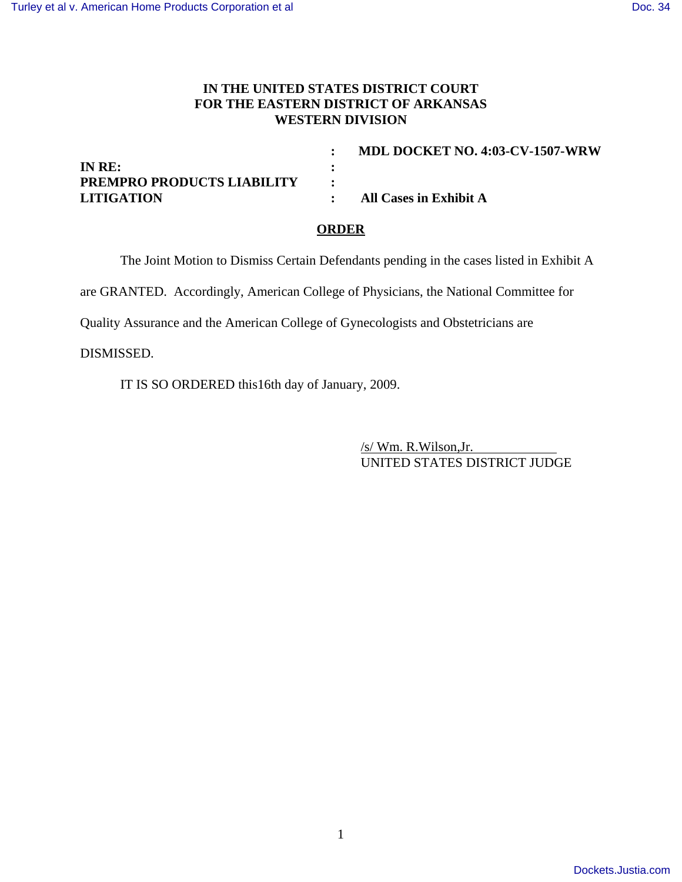**IN THE UNITED STATES DISTRICT COURT**
**FOR THE EASTERN DISTRICT OF ARKANSAS**
**WESTERN DIVISION**

| | | |
|---|---|---|
| | **:** | **MDL DOCKET NO. 4:03-CV-1507-WRW** |
| **IN RE:** | **:** | |
| **PREMPRO PRODUCTS LIABILITY** | **:** | |
| **LITIGATION** | **:** | **All Cases in Exhibit A** |

**ORDER**

The Joint Motion to Dismiss Certain Defendants pending in the cases listed in Exhibit A are GRANTED. Accordingly, American College of Physicians, the National Committee for Quality Assurance and the American College of Gynecologists and Obstetricians are DISMISSED.

IT IS SO ORDERED this16th day of January, 2009.

/s/ Wm. R.Wilson,Jr.
UNITED STATES DISTRICT JUDGE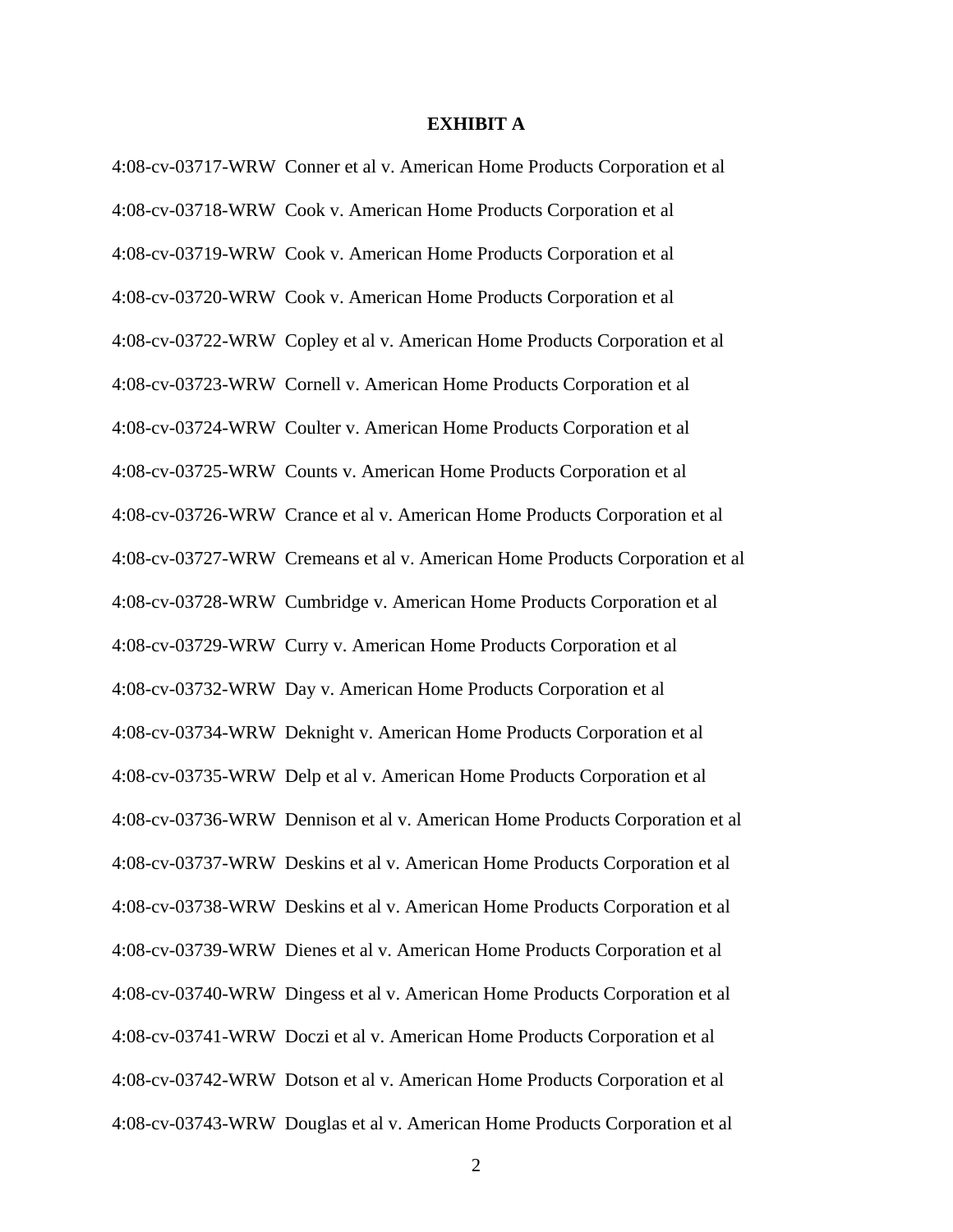## EXHIBIT A

4:08-cv-03717-WRW Conner et al v. American Home Products Corporation et al

4:08-cv-03718-WRW Cook v. American Home Products Corporation et al

4:08-cv-03719-WRW Cook v. American Home Products Corporation et al

4:08-cv-03720-WRW Cook v. American Home Products Corporation et al

4:08-cv-03722-WRW Copley et al v. American Home Products Corporation et al

4:08-cv-03723-WRW Cornell v. American Home Products Corporation et al

4:08-cv-03724-WRW Coulter v. American Home Products Corporation et al

4:08-cv-03725-WRW Counts v. American Home Products Corporation et al

4:08-cv-03726-WRW Crance et al v. American Home Products Corporation et al

4:08-cv-03727-WRW Cremeans et al v. American Home Products Corporation et al

4:08-cv-03728-WRW Cumbridge v. American Home Products Corporation et al

4:08-cv-03729-WRW Curry v. American Home Products Corporation et al

4:08-cv-03732-WRW Day v. American Home Products Corporation et al

4:08-cv-03734-WRW Deknight v. American Home Products Corporation et al

4:08-cv-03735-WRW Delp et al v. American Home Products Corporation et al

4:08-cv-03736-WRW Dennison et al v. American Home Products Corporation et al

4:08-cv-03737-WRW Deskins et al v. American Home Products Corporation et al

4:08-cv-03738-WRW Deskins et al v. American Home Products Corporation et al

4:08-cv-03739-WRW Dienes et al v. American Home Products Corporation et al

4:08-cv-03740-WRW Dingess et al v. American Home Products Corporation et al

4:08-cv-03741-WRW Doczi et al v. American Home Products Corporation et al

4:08-cv-03742-WRW Dotson et al v. American Home Products Corporation et al

4:08-cv-03743-WRW Douglas et al v. American Home Products Corporation et al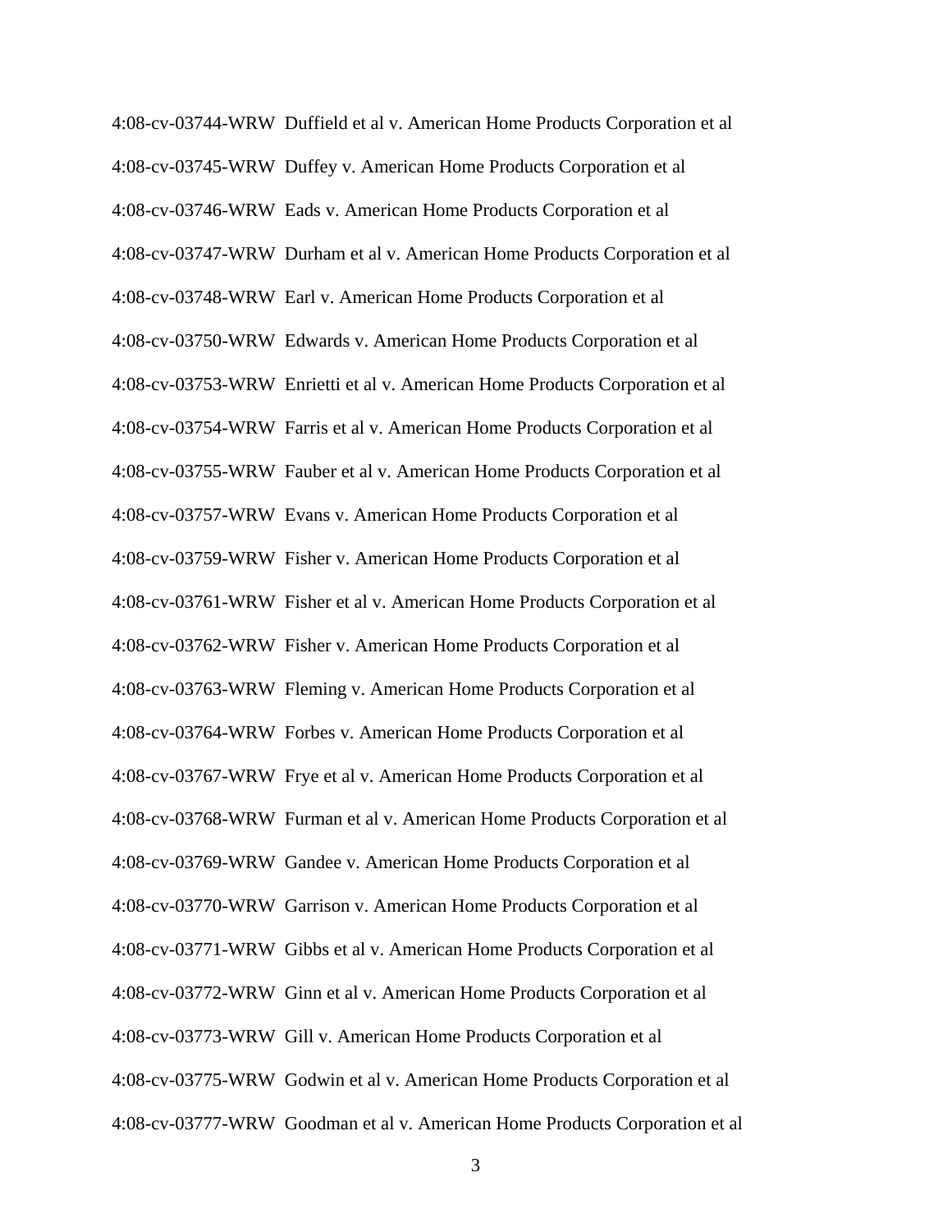4:08-cv-03744-WRW Duffield et al v. American Home Products Corporation et al

4:08-cv-03745-WRW Duffey v. American Home Products Corporation et al

4:08-cv-03746-WRW Eads v. American Home Products Corporation et al

4:08-cv-03747-WRW Durham et al v. American Home Products Corporation et al

4:08-cv-03748-WRW Earl v. American Home Products Corporation et al

4:08-cv-03750-WRW Edwards v. American Home Products Corporation et al

4:08-cv-03753-WRW Enrietti et al v. American Home Products Corporation et al

4:08-cv-03754-WRW Farris et al v. American Home Products Corporation et al

4:08-cv-03755-WRW Fauber et al v. American Home Products Corporation et al

4:08-cv-03757-WRW Evans v. American Home Products Corporation et al

4:08-cv-03759-WRW Fisher v. American Home Products Corporation et al

4:08-cv-03761-WRW Fisher et al v. American Home Products Corporation et al

4:08-cv-03762-WRW Fisher v. American Home Products Corporation et al

4:08-cv-03763-WRW Fleming v. American Home Products Corporation et al

4:08-cv-03764-WRW Forbes v. American Home Products Corporation et al

4:08-cv-03767-WRW Frye et al v. American Home Products Corporation et al

4:08-cv-03768-WRW Furman et al v. American Home Products Corporation et al

4:08-cv-03769-WRW Gandee v. American Home Products Corporation et al

4:08-cv-03770-WRW Garrison v. American Home Products Corporation et al

4:08-cv-03771-WRW Gibbs et al v. American Home Products Corporation et al

4:08-cv-03772-WRW Ginn et al v. American Home Products Corporation et al

4:08-cv-03773-WRW Gill v. American Home Products Corporation et al

4:08-cv-03775-WRW Godwin et al v. American Home Products Corporation et al

4:08-cv-03777-WRW Goodman et al v. American Home Products Corporation et al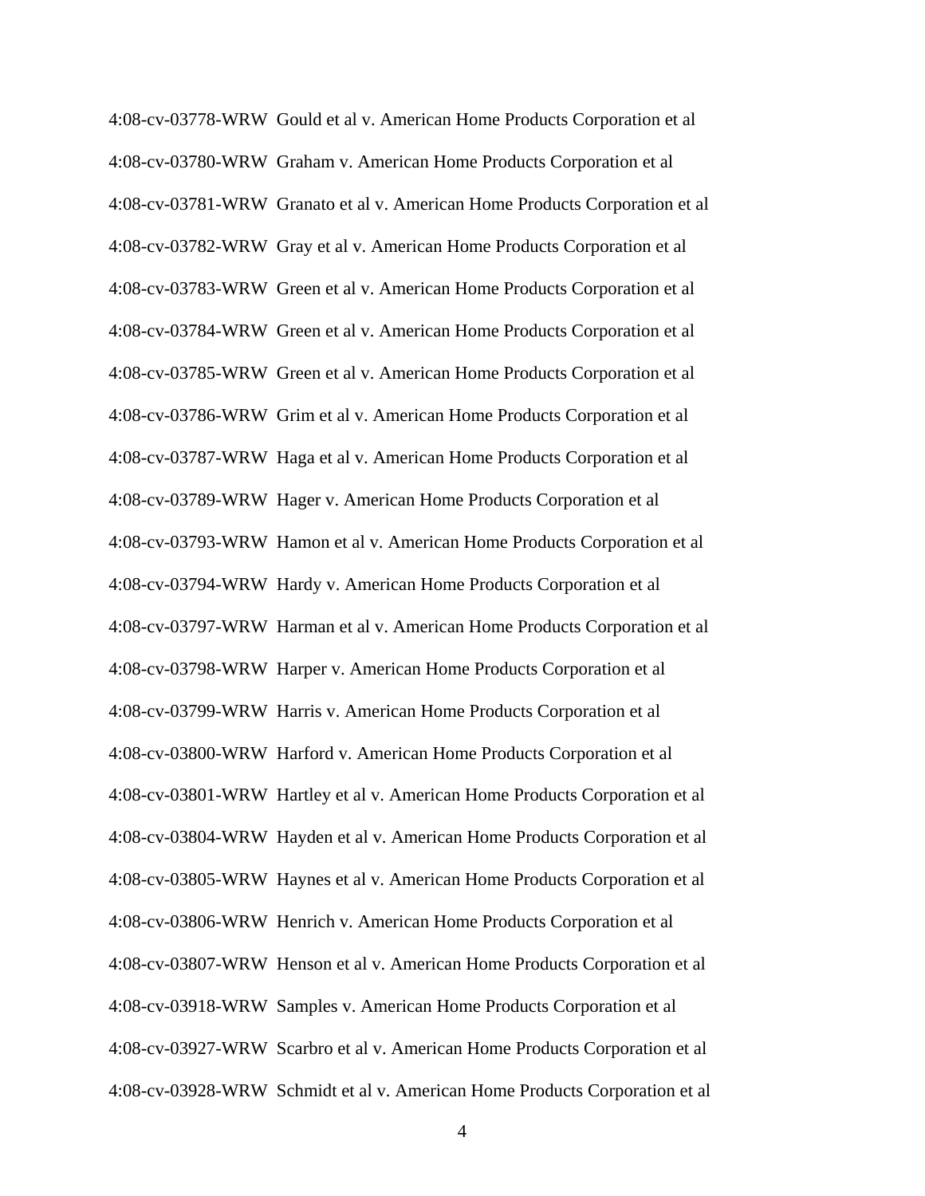4:08-cv-03778-WRW Gould et al v. American Home Products Corporation et al

4:08-cv-03780-WRW Graham v. American Home Products Corporation et al

4:08-cv-03781-WRW Granato et al v. American Home Products Corporation et al

4:08-cv-03782-WRW Gray et al v. American Home Products Corporation et al

4:08-cv-03783-WRW Green et al v. American Home Products Corporation et al

4:08-cv-03784-WRW Green et al v. American Home Products Corporation et al

4:08-cv-03785-WRW Green et al v. American Home Products Corporation et al

4:08-cv-03786-WRW Grim et al v. American Home Products Corporation et al

4:08-cv-03787-WRW Haga et al v. American Home Products Corporation et al

4:08-cv-03789-WRW Hager v. American Home Products Corporation et al

4:08-cv-03793-WRW Hamon et al v. American Home Products Corporation et al

4:08-cv-03794-WRW Hardy v. American Home Products Corporation et al

4:08-cv-03797-WRW Harman et al v. American Home Products Corporation et al

4:08-cv-03798-WRW Harper v. American Home Products Corporation et al

4:08-cv-03799-WRW Harris v. American Home Products Corporation et al

4:08-cv-03800-WRW Harford v. American Home Products Corporation et al

4:08-cv-03801-WRW Hartley et al v. American Home Products Corporation et al

4:08-cv-03804-WRW Hayden et al v. American Home Products Corporation et al

4:08-cv-03805-WRW Haynes et al v. American Home Products Corporation et al

4:08-cv-03806-WRW Henrich v. American Home Products Corporation et al

4:08-cv-03807-WRW Henson et al v. American Home Products Corporation et al

4:08-cv-03918-WRW Samples v. American Home Products Corporation et al

4:08-cv-03927-WRW Scarbro et al v. American Home Products Corporation et al

4:08-cv-03928-WRW Schmidt et al v. American Home Products Corporation et al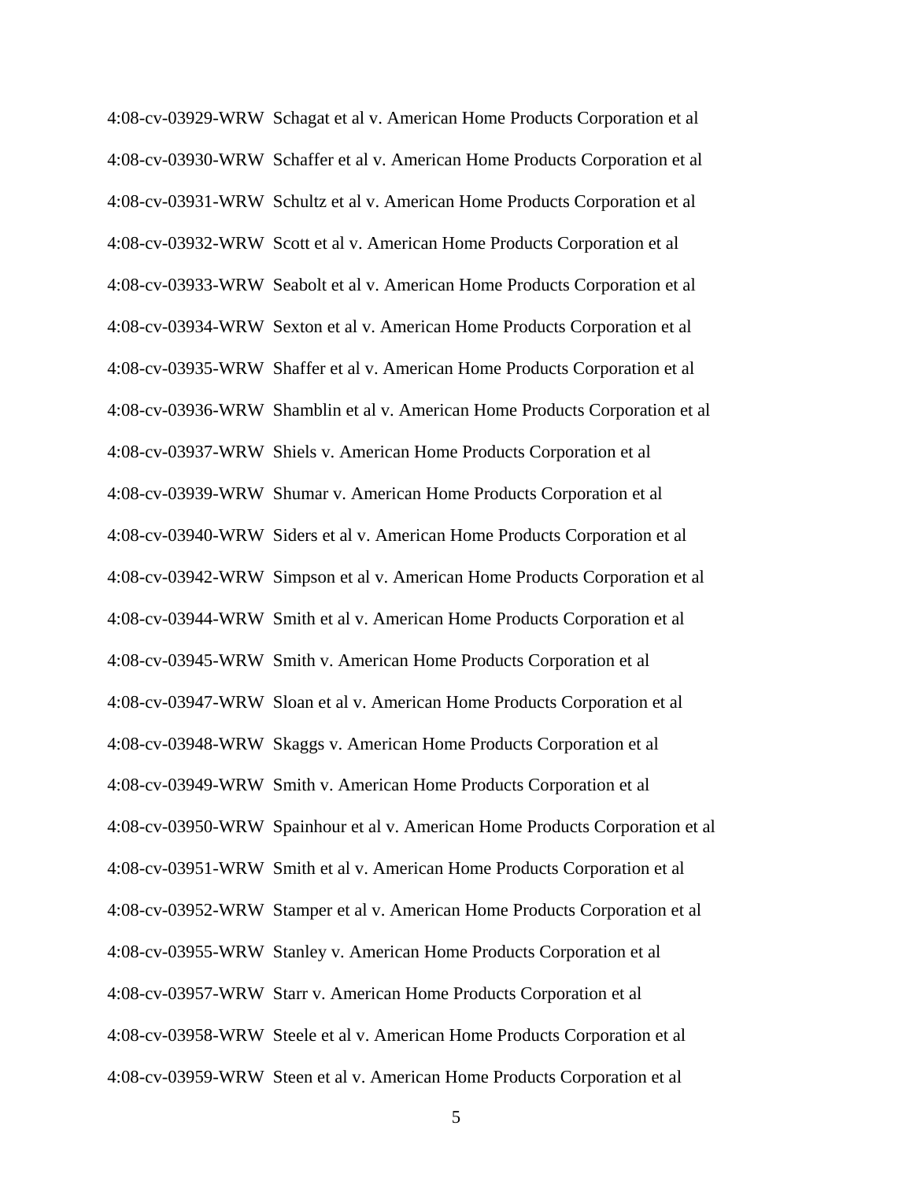4:08-cv-03929-WRW Schagat et al v. American Home Products Corporation et al

4:08-cv-03930-WRW Schaffer et al v. American Home Products Corporation et al

4:08-cv-03931-WRW Schultz et al v. American Home Products Corporation et al

4:08-cv-03932-WRW Scott et al v. American Home Products Corporation et al

4:08-cv-03933-WRW Seabolt et al v. American Home Products Corporation et al

4:08-cv-03934-WRW Sexton et al v. American Home Products Corporation et al

4:08-cv-03935-WRW Shaffer et al v. American Home Products Corporation et al

4:08-cv-03936-WRW Shamblin et al v. American Home Products Corporation et al

4:08-cv-03937-WRW Shiels v. American Home Products Corporation et al

4:08-cv-03939-WRW Shumar v. American Home Products Corporation et al

4:08-cv-03940-WRW Siders et al v. American Home Products Corporation et al

4:08-cv-03942-WRW Simpson et al v. American Home Products Corporation et al

4:08-cv-03944-WRW Smith et al v. American Home Products Corporation et al

4:08-cv-03945-WRW Smith v. American Home Products Corporation et al

4:08-cv-03947-WRW Sloan et al v. American Home Products Corporation et al

4:08-cv-03948-WRW Skaggs v. American Home Products Corporation et al

4:08-cv-03949-WRW Smith v. American Home Products Corporation et al

4:08-cv-03950-WRW Spainhour et al v. American Home Products Corporation et al

4:08-cv-03951-WRW Smith et al v. American Home Products Corporation et al

4:08-cv-03952-WRW Stamper et al v. American Home Products Corporation et al

4:08-cv-03955-WRW Stanley v. American Home Products Corporation et al

4:08-cv-03957-WRW Starr v. American Home Products Corporation et al

4:08-cv-03958-WRW Steele et al v. American Home Products Corporation et al

4:08-cv-03959-WRW Steen et al v. American Home Products Corporation et al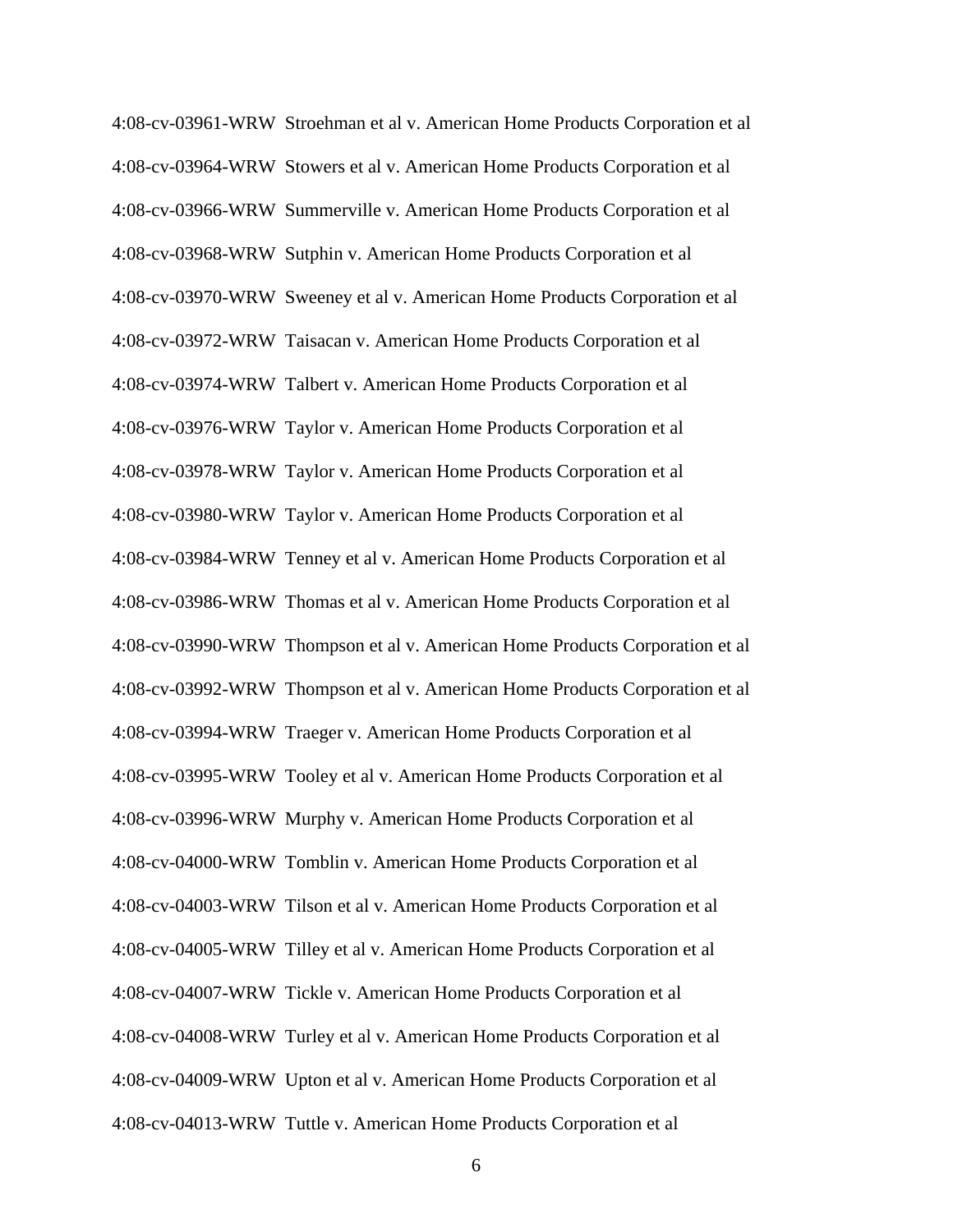4:08-cv-03961-WRW Stroehman et al v. American Home Products Corporation et al

4:08-cv-03964-WRW Stowers et al v. American Home Products Corporation et al

4:08-cv-03966-WRW Summerville v. American Home Products Corporation et al

4:08-cv-03968-WRW Sutphin v. American Home Products Corporation et al

4:08-cv-03970-WRW Sweeney et al v. American Home Products Corporation et al

4:08-cv-03972-WRW Taisacan v. American Home Products Corporation et al

4:08-cv-03974-WRW Talbert v. American Home Products Corporation et al

4:08-cv-03976-WRW Taylor v. American Home Products Corporation et al

4:08-cv-03978-WRW Taylor v. American Home Products Corporation et al

4:08-cv-03980-WRW Taylor v. American Home Products Corporation et al

4:08-cv-03984-WRW Tenney et al v. American Home Products Corporation et al

4:08-cv-03986-WRW Thomas et al v. American Home Products Corporation et al

4:08-cv-03990-WRW Thompson et al v. American Home Products Corporation et al

4:08-cv-03992-WRW Thompson et al v. American Home Products Corporation et al

4:08-cv-03994-WRW Traeger v. American Home Products Corporation et al

4:08-cv-03995-WRW Tooley et al v. American Home Products Corporation et al

4:08-cv-03996-WRW Murphy v. American Home Products Corporation et al

4:08-cv-04000-WRW Tomblin v. American Home Products Corporation et al

4:08-cv-04003-WRW Tilson et al v. American Home Products Corporation et al

4:08-cv-04005-WRW Tilley et al v. American Home Products Corporation et al

4:08-cv-04007-WRW Tickle v. American Home Products Corporation et al

4:08-cv-04008-WRW Turley et al v. American Home Products Corporation et al

4:08-cv-04009-WRW Upton et al v. American Home Products Corporation et al

4:08-cv-04013-WRW Tuttle v. American Home Products Corporation et al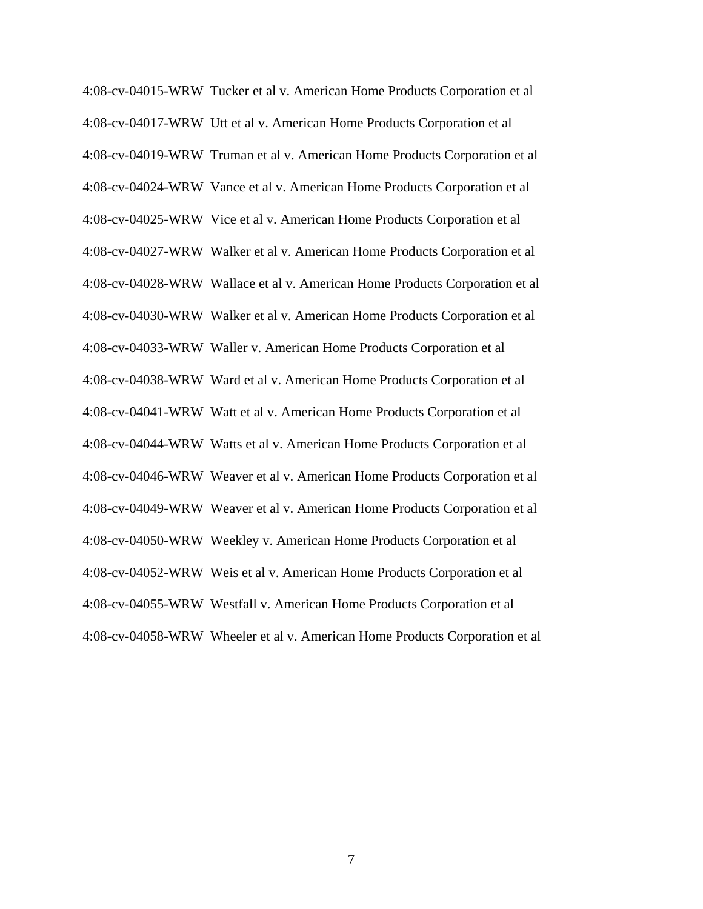4:08-cv-04015-WRW Tucker et al v. American Home Products Corporation et al

4:08-cv-04017-WRW Utt et al v. American Home Products Corporation et al

4:08-cv-04019-WRW Truman et al v. American Home Products Corporation et al

4:08-cv-04024-WRW Vance et al v. American Home Products Corporation et al

4:08-cv-04025-WRW Vice et al v. American Home Products Corporation et al

4:08-cv-04027-WRW Walker et al v. American Home Products Corporation et al

4:08-cv-04028-WRW Wallace et al v. American Home Products Corporation et al

4:08-cv-04030-WRW Walker et al v. American Home Products Corporation et al

4:08-cv-04033-WRW Waller v. American Home Products Corporation et al

4:08-cv-04038-WRW Ward et al v. American Home Products Corporation et al

4:08-cv-04041-WRW Watt et al v. American Home Products Corporation et al

4:08-cv-04044-WRW Watts et al v. American Home Products Corporation et al

4:08-cv-04046-WRW Weaver et al v. American Home Products Corporation et al

4:08-cv-04049-WRW Weaver et al v. American Home Products Corporation et al

4:08-cv-04050-WRW Weekley v. American Home Products Corporation et al

4:08-cv-04052-WRW Weis et al v. American Home Products Corporation et al

4:08-cv-04055-WRW Westfall v. American Home Products Corporation et al

4:08-cv-04058-WRW Wheeler et al v. American Home Products Corporation et al